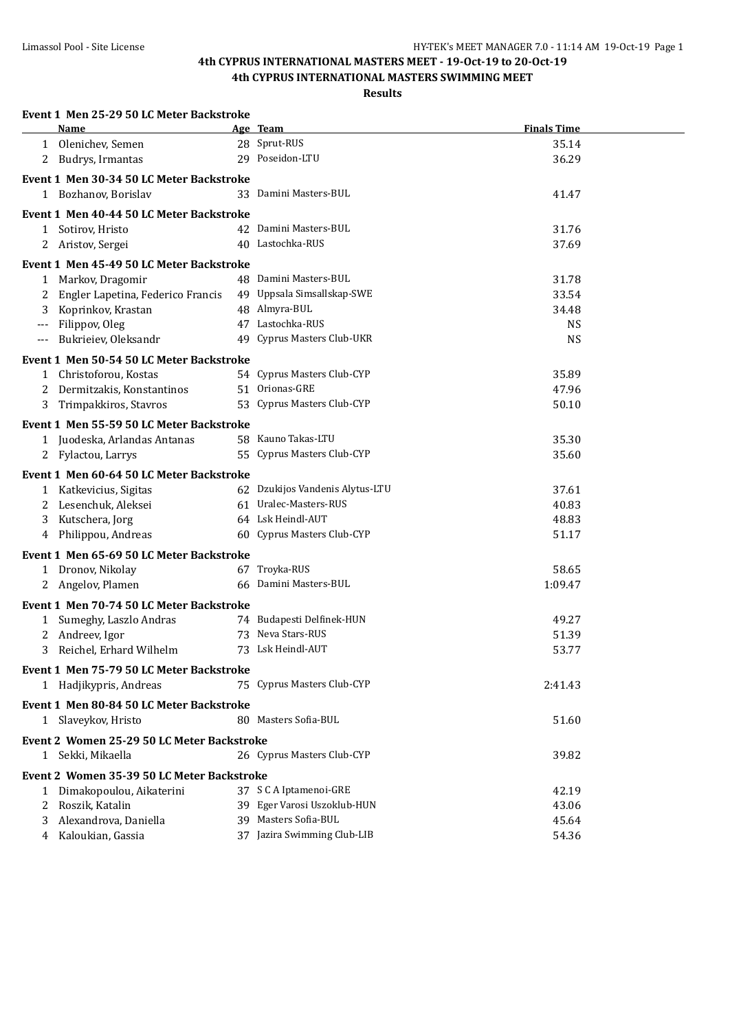# 4th CYPRUS INTERNATIONAL MASTERS MEET - 19-Oct-19 to 20-Oct-19

## 4th CYPRUS INTERNATIONAL MASTERS SWIMMING MEET

### Results

**Event 1 Men 25-29 50 LC Meter Backstroke**

| | Name | Age | Team | Finals Time |
|---|---|---|---|---|
| 1 | Olenichev, Semen | 28 | Sprut-RUS | 35.14 |
| 2 | Budrys, Irmantas | 29 | Poseidon-LTU | 36.29 |

**Event 1 Men 30-34 50 LC Meter Backstroke**

| | Name | Age | Team | Finals Time |
|---|---|---|---|---|
| 1 | Bozhanov, Borislav | 33 | Damini Masters-BUL | 41.47 |

**Event 1 Men 40-44 50 LC Meter Backstroke**

| | Name | Age | Team | Finals Time |
|---|---|---|---|---|
| 1 | Sotirov, Hristo | 42 | Damini Masters-BUL | 31.76 |
| 2 | Aristov, Sergei | 40 | Lastochka-RUS | 37.69 |

**Event 1 Men 45-49 50 LC Meter Backstroke**

| | Name | Age | Team | Finals Time |
|---|---|---|---|---|
| 1 | Markov, Dragomir | 48 | Damini Masters-BUL | 31.78 |
| 2 | Engler Lapetina, Federico Francis | 49 | Uppsala Simsallskap-SWE | 33.54 |
| 3 | Koprinkov, Krastan | 48 | Almyra-BUL | 34.48 |
| --- | Filippov, Oleg | 47 | Lastochka-RUS | NS |
| --- | Bukrieiev, Oleksandr | 49 | Cyprus Masters Club-UKR | NS |

**Event 1 Men 50-54 50 LC Meter Backstroke**

| | Name | Age | Team | Finals Time |
|---|---|---|---|---|
| 1 | Christoforou, Kostas | 54 | Cyprus Masters Club-CYP | 35.89 |
| 2 | Dermitzakis, Konstantinos | 51 | Orionas-GRE | 47.96 |
| 3 | Trimpakkiros, Stavros | 53 | Cyprus Masters Club-CYP | 50.10 |

**Event 1 Men 55-59 50 LC Meter Backstroke**

| | Name | Age | Team | Finals Time |
|---|---|---|---|---|
| 1 | Juodeska, Arlandas Antanas | 58 | Kauno Takas-LTU | 35.30 |
| 2 | Fylactou, Larrys | 55 | Cyprus Masters Club-CYP | 35.60 |

**Event 1 Men 60-64 50 LC Meter Backstroke**

| | Name | Age | Team | Finals Time |
|---|---|---|---|---|
| 1 | Katkevicius, Sigitas | 62 | Dzukijos Vandenis Alytus-LTU | 37.61 |
| 2 | Lesenchuk, Aleksei | 61 | Uralec-Masters-RUS | 40.83 |
| 3 | Kutschera, Jorg | 64 | Lsk Heindl-AUT | 48.83 |
| 4 | Philippou, Andreas | 60 | Cyprus Masters Club-CYP | 51.17 |

**Event 1 Men 65-69 50 LC Meter Backstroke**

| | Name | Age | Team | Finals Time |
|---|---|---|---|---|
| 1 | Dronov, Nikolay | 67 | Troyka-RUS | 58.65 |
| 2 | Angelov, Plamen | 66 | Damini Masters-BUL | 1:09.47 |

**Event 1 Men 70-74 50 LC Meter Backstroke**

| | Name | Age | Team | Finals Time |
|---|---|---|---|---|
| 1 | Sumeghy, Laszlo Andras | 74 | Budapesti Delfinek-HUN | 49.27 |
| 2 | Andreev, Igor | 73 | Neva Stars-RUS | 51.39 |
| 3 | Reichel, Erhard Wilhelm | 73 | Lsk Heindl-AUT | 53.77 |

**Event 1 Men 75-79 50 LC Meter Backstroke**

| | Name | Age | Team | Finals Time |
|---|---|---|---|---|
| 1 | Hadjikypris, Andreas | 75 | Cyprus Masters Club-CYP | 2:41.43 |

**Event 1 Men 80-84 50 LC Meter Backstroke**

| | Name | Age | Team | Finals Time |
|---|---|---|---|---|
| 1 | Slaveykov, Hristo | 80 | Masters Sofia-BUL | 51.60 |

**Event 2 Women 25-29 50 LC Meter Backstroke**

| | Name | Age | Team | Finals Time |
|---|---|---|---|---|
| 1 | Sekki, Mikaella | 26 | Cyprus Masters Club-CYP | 39.82 |

**Event 2 Women 35-39 50 LC Meter Backstroke**

| | Name | Age | Team | Finals Time |
|---|---|---|---|---|
| 1 | Dimakopoulou, Aikaterini | 37 | S C A Iptamenoi-GRE | 42.19 |
| 2 | Roszik, Katalin | 39 | Eger Varosi Uszoklub-HUN | 43.06 |
| 3 | Alexandrova, Daniella | 39 | Masters Sofia-BUL | 45.64 |
| 4 | Kaloukian, Gassia | 37 | Jazira Swimming Club-LIB | 54.36 |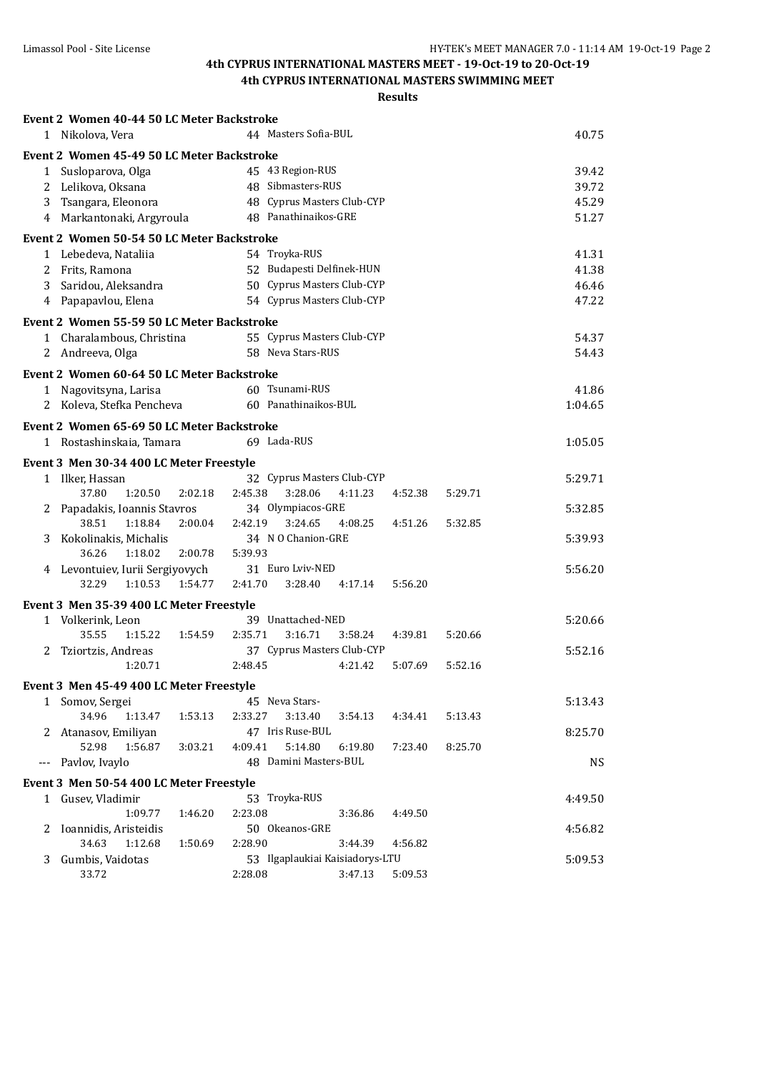# 4th CYPRUS INTERNATIONAL MASTERS MEET - 19-Oct-19 to 20-Oct-19

## 4th CYPRUS INTERNATIONAL MASTERS SWIMMING MEET

### Results

**Event 2 Women 40-44 50 LC Meter Backstroke**

| | Name | Age | Team | Time |
|---|---|---|---|---|
| 1 | Nikolova, Vera | 44 | Masters Sofia-BUL | 40.75 |

**Event 2 Women 45-49 50 LC Meter Backstroke**

| | Name | Age | Team | Time |
|---|---|---|---|---|
| 1 | Susloparova, Olga | 45 | 43 Region-RUS | 39.42 |
| 2 | Lelikova, Oksana | 48 | Sibmasters-RUS | 39.72 |
| 3 | Tsangara, Eleonora | 48 | Cyprus Masters Club-CYP | 45.29 |
| 4 | Markantonaki, Argyroula | 48 | Panathinaikos-GRE | 51.27 |

**Event 2 Women 50-54 50 LC Meter Backstroke**

| | Name | Age | Team | Time |
|---|---|---|---|---|
| 1 | Lebedeva, Nataliia | 54 | Troyka-RUS | 41.31 |
| 2 | Frits, Ramona | 52 | Budapesti Delfinek-HUN | 41.38 |
| 3 | Saridou, Aleksandra | 50 | Cyprus Masters Club-CYP | 46.46 |
| 4 | Papapavlou, Elena | 54 | Cyprus Masters Club-CYP | 47.22 |

**Event 2 Women 55-59 50 LC Meter Backstroke**

| | Name | Age | Team | Time |
|---|---|---|---|---|
| 1 | Charalambous, Christina | 55 | Cyprus Masters Club-CYP | 54.37 |
| 2 | Andreeva, Olga | 58 | Neva Stars-RUS | 54.43 |

**Event 2 Women 60-64 50 LC Meter Backstroke**

| | Name | Age | Team | Time |
|---|---|---|---|---|
| 1 | Nagovitsyna, Larisa | 60 | Tsunami-RUS | 41.86 |
| 2 | Koleva, Stefka Pencheva | 60 | Panathinaikos-BUL | 1:04.65 |

**Event 2 Women 65-69 50 LC Meter Backstroke**

| | Name | Age | Team | Time |
|---|---|---|---|---|
| 1 | Rostashinskaia, Tamara | 69 | Lada-RUS | 1:05.05 |

**Event 3 Men 30-34 400 LC Meter Freestyle**

| | Name | Age | Team | Time |
|---|---|---|---|---|
| 1 | Ilker, Hassan | 32 | Cyprus Masters Club-CYP | 5:29.71 |
| | 37.80 1:20.50 2:02.18 2:45.38 3:28.06 4:11.23 4:52.38 5:29.71 | | | |
| 2 | Papadakis, Ioannis Stavros | 34 | Olympiacos-GRE | 5:32.85 |
| | 38.51 1:18.84 2:00.04 2:42.19 3:24.65 4:08.25 4:51.26 5:32.85 | | | |
| 3 | Kokolinakis, Michalis | 34 | N O Chanion-GRE | 5:39.93 |
| | 36.26 1:18.02 2:00.78 5:39.93 | | | |
| 4 | Levontuiev, Iurii Sergiyovych | 31 | Euro Lviv-NED | 5:56.20 |
| | 32.29 1:10.53 1:54.77 2:41.70 3:28.40 4:17.14 5:56.20 | | | |

**Event 3 Men 35-39 400 LC Meter Freestyle**

| | Name | Age | Team | Time |
|---|---|---|---|---|
| 1 | Volkerink, Leon | 39 | Unattached-NED | 5:20.66 |
| | 35.55 1:15.22 1:54.59 2:35.71 3:16.71 3:58.24 4:39.81 5:20.66 | | | |
| 2 | Tziortzis, Andreas | 37 | Cyprus Masters Club-CYP | 5:52.16 |
| | 1:20.71 2:48.45 4:21.42 5:07.69 5:52.16 | | | |

**Event 3 Men 45-49 400 LC Meter Freestyle**

| | Name | Age | Team | Time |
|---|---|---|---|---|
| 1 | Somov, Sergei | 45 | Neva Stars- | 5:13.43 |
| | 34.96 1:13.47 1:53.13 2:33.27 3:13.40 3:54.13 4:34.41 5:13.43 | | | |
| 2 | Atanasov, Emiliyan | 47 | Iris Ruse-BUL | 8:25.70 |
| | 52.98 1:56.87 3:03.21 4:09.41 5:14.80 6:19.80 7:23.40 8:25.70 | | | |
| --- | Pavlov, Ivaylo | 48 | Damini Masters-BUL | NS |

**Event 3 Men 50-54 400 LC Meter Freestyle**

| | Name | Age | Team | Time |
|---|---|---|---|---|
| 1 | Gusev, Vladimir | 53 | Troyka-RUS | 4:49.50 |
| | 1:09.77 1:46.20 2:23.08 3:36.86 4:49.50 | | | |
| 2 | Ioannidis, Aristeidis | 50 | Okeanos-GRE | 4:56.82 |
| | 34.63 1:12.68 1:50.69 2:28.90 3:44.39 4:56.82 | | | |
| 3 | Gumbis, Vaidotas | 53 | Ilgaplaukiai Kaisiadorys-LTU | 5:09.53 |
| | 33.72 2:28.08 3:47.13 5:09.53 | | | |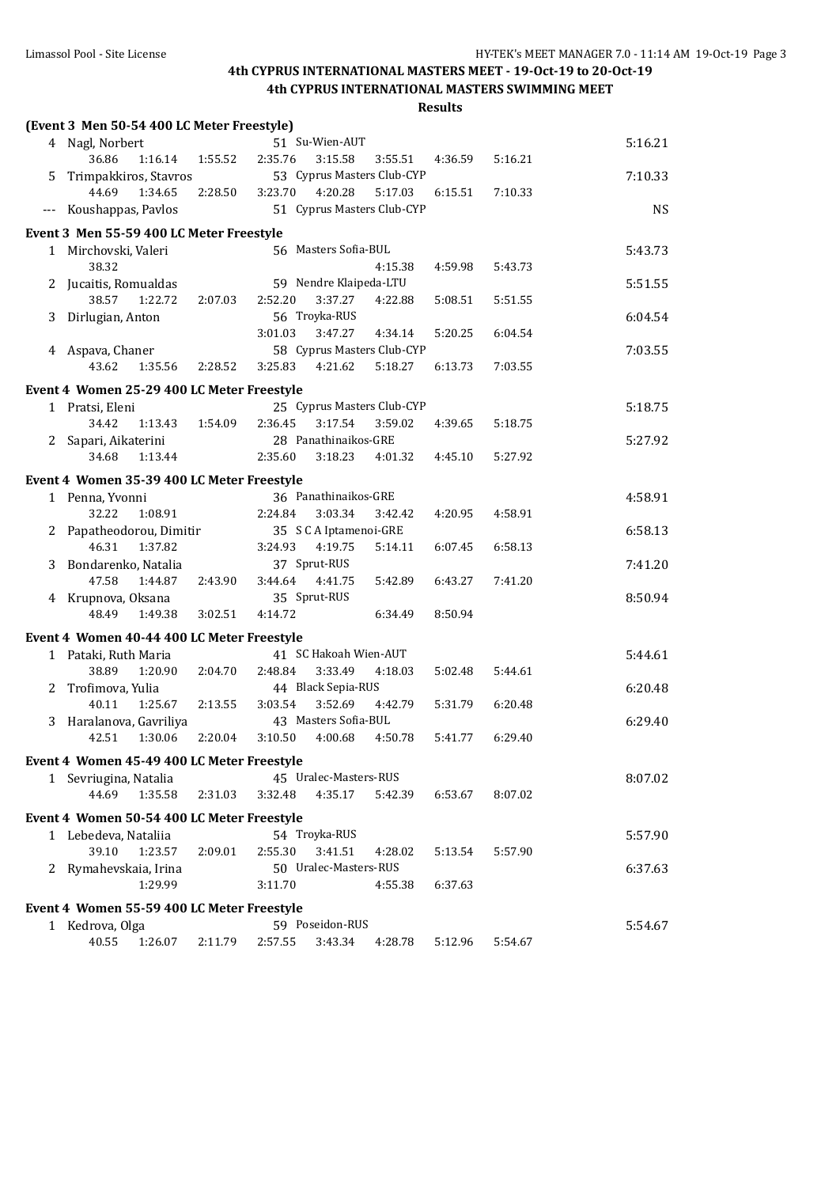### (Event 3 Men 50-54 400 LC Meter Freestyle)

| Place | Name | Age | Team | 50m | 100m | 150m | 200m | 250m | 300m | 350m | 400m | Finals Time |
|---|---|---|---|---|---|---|---|---|---|---|---|---|
| 4 | Nagl, Norbert | 51 | Su-Wien-AUT | 36.86 | 1:16.14 | 1:55.52 | 2:35.76 | 3:15.58 | 3:55.51 | 4:36.59 | 5:16.21 | 5:16.21 |
| 5 | Trimpakkiros, Stavros | 53 | Cyprus Masters Club-CYP | 44.69 | 1:34.65 | 2:28.50 | 3:23.70 | 4:20.28 | 5:17.03 | 6:15.51 | 7:10.33 | 7:10.33 |
| --- | Koushappas, Pavlos | 51 | Cyprus Masters Club-CYP | | | | | | | | | NS |

### Event 3 Men 55-59 400 LC Meter Freestyle

| Place | Name | Age | Team | 50m | 100m | 150m | 200m | 250m | 300m | 350m | 400m | Finals Time |
|---|---|---|---|---|---|---|---|---|---|---|---|---|
| 1 | Mirchovski, Valeri | 56 | Masters Sofia-BUL | 38.32 | | | | | 4:15.38 | 4:59.98 | 5:43.73 | 5:43.73 |
| 2 | Jucaitis, Romualdas | 59 | Nendre Klaipeda-LTU | 38.57 | 1:22.72 | 2:07.03 | 2:52.20 | 3:37.27 | 4:22.88 | 5:08.51 | 5:51.55 | 5:51.55 |
| 3 | Dirlugian, Anton | 56 | Troyka-RUS | | | | 3:01.03 | 3:47.27 | 4:34.14 | 5:20.25 | 6:04.54 | 6:04.54 |
| 4 | Aspava, Chaner | 58 | Cyprus Masters Club-CYP | 43.62 | 1:35.56 | 2:28.52 | 3:25.83 | 4:21.62 | 5:18.27 | 6:13.73 | 7:03.55 | 7:03.55 |

### Event 4 Women 25-29 400 LC Meter Freestyle

| Place | Name | Age | Team | 50m | 100m | 150m | 200m | 250m | 300m | 350m | 400m | Finals Time |
|---|---|---|---|---|---|---|---|---|---|---|---|---|
| 1 | Pratsi, Eleni | 25 | Cyprus Masters Club-CYP | 34.42 | 1:13.43 | 1:54.09 | 2:36.45 | 3:17.54 | 3:59.02 | 4:39.65 | 5:18.75 | 5:18.75 |
| 2 | Sapari, Aikaterini | 28 | Panathinaikos-GRE | 34.68 | 1:13.44 | | 2:35.60 | 3:18.23 | 4:01.32 | 4:45.10 | 5:27.92 | 5:27.92 |

### Event 4 Women 35-39 400 LC Meter Freestyle

| Place | Name | Age | Team | 50m | 100m | 150m | 200m | 250m | 300m | 350m | 400m | Finals Time |
|---|---|---|---|---|---|---|---|---|---|---|---|---|
| 1 | Penna, Yvonni | 36 | Panathinaikos-GRE | 32.22 | 1:08.91 | | 2:24.84 | 3:03.34 | 3:42.42 | 4:20.95 | 4:58.91 | 4:58.91 |
| 2 | Papatheodorou, Dimitir | 35 | S C A Iptamenoi-GRE | 46.31 | 1:37.82 | | 3:24.93 | 4:19.75 | 5:14.11 | 6:07.45 | 6:58.13 | 6:58.13 |
| 3 | Bondarenko, Natalia | 37 | Sprut-RUS | 47.58 | 1:44.87 | 2:43.90 | 3:44.64 | 4:41.75 | 5:42.89 | 6:43.27 | 7:41.20 | 7:41.20 |
| 4 | Krupnova, Oksana | 35 | Sprut-RUS | 48.49 | 1:49.38 | 3:02.51 | 4:14.72 | | 6:34.49 | 8:50.94 | | 8:50.94 |

### Event 4 Women 40-44 400 LC Meter Freestyle

| Place | Name | Age | Team | 50m | 100m | 150m | 200m | 250m | 300m | 350m | 400m | Finals Time |
|---|---|---|---|---|---|---|---|---|---|---|---|---|
| 1 | Pataki, Ruth Maria | 41 | SC Hakoah Wien-AUT | 38.89 | 1:20.90 | 2:04.70 | 2:48.84 | 3:33.49 | 4:18.03 | 5:02.48 | 5:44.61 | 5:44.61 |
| 2 | Trofimova, Yulia | 44 | Black Sepia-RUS | 40.11 | 1:25.67 | 2:13.55 | 3:03.54 | 3:52.69 | 4:42.79 | 5:31.79 | 6:20.48 | 6:20.48 |
| 3 | Haralanova, Gavriliya | 43 | Masters Sofia-BUL | 42.51 | 1:30.06 | 2:20.04 | 3:10.50 | 4:00.68 | 4:50.78 | 5:41.77 | 6:29.40 | 6:29.40 |

### Event 4 Women 45-49 400 LC Meter Freestyle

| Place | Name | Age | Team | 50m | 100m | 150m | 200m | 250m | 300m | 350m | 400m | Finals Time |
|---|---|---|---|---|---|---|---|---|---|---|---|---|
| 1 | Sevriugina, Natalia | 45 | Uralec-Masters-RUS | 44.69 | 1:35.58 | 2:31.03 | 3:32.48 | 4:35.17 | 5:42.39 | 6:53.67 | 8:07.02 | 8:07.02 |

### Event 4 Women 50-54 400 LC Meter Freestyle

| Place | Name | Age | Team | 50m | 100m | 150m | 200m | 250m | 300m | 350m | 400m | Finals Time |
|---|---|---|---|---|---|---|---|---|---|---|---|---|
| 1 | Lebedeva, Nataliia | 54 | Troyka-RUS | 39.10 | 1:23.57 | 2:09.01 | 2:55.30 | 3:41.51 | 4:28.02 | 5:13.54 | 5:57.90 | 5:57.90 |
| 2 | Rymahevskaia, Irina | 50 | Uralec-Masters-RUS | | 1:29.99 | | 3:11.70 | | 4:55.38 | 6:37.63 | | 6:37.63 |

### Event 4 Women 55-59 400 LC Meter Freestyle

| Place | Name | Age | Team | 50m | 100m | 150m | 200m | 250m | 300m | 350m | 400m | Finals Time |
|---|---|---|---|---|---|---|---|---|---|---|---|---|
| 1 | Kedrova, Olga | 59 | Poseidon-RUS | 40.55 | 1:26.07 | 2:11.79 | 2:57.55 | 3:43.34 | 4:28.78 | 5:12.96 | 5:54.67 | 5:54.67 |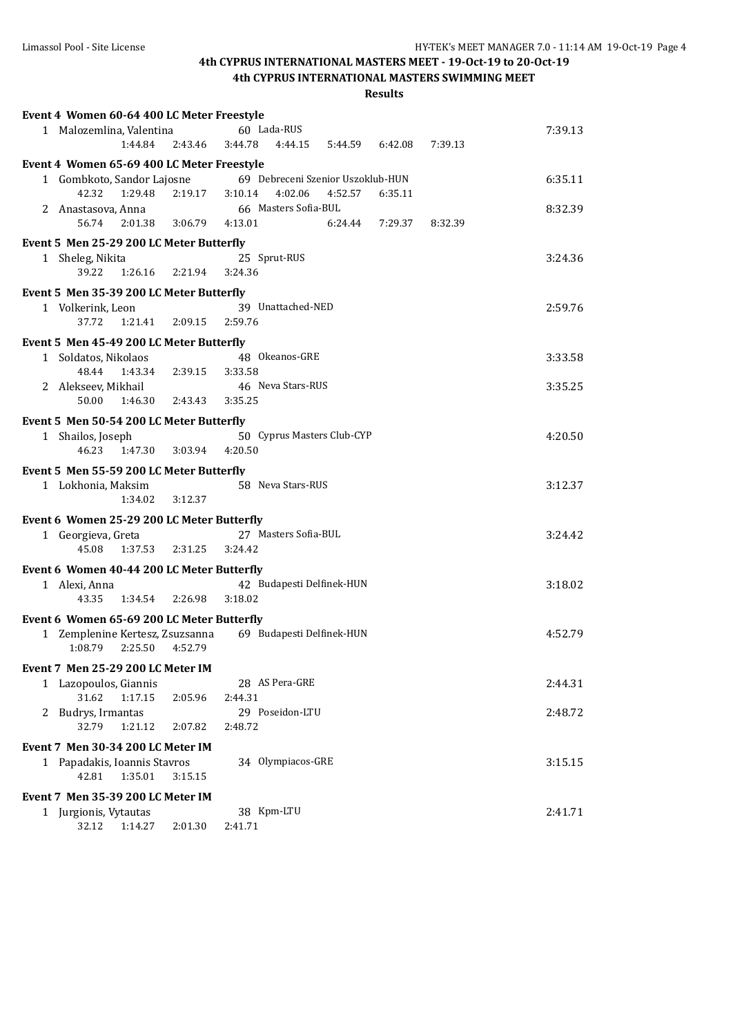## 4th CYPRUS INTERNATIONAL MASTERS MEET - 19-Oct-19 to 20-Oct-19

## 4th CYPRUS INTERNATIONAL MASTERS SWIMMING MEET

### Results

**Event 4 Women 60-64 400 LC Meter Freestyle**

1 Malozemlina, Valentina 60 Lada-RUS 7:39.13
1:44.84 2:43.46 3:44.78 4:44.15 5:44.59 6:42.08 7:39.13

**Event 4 Women 65-69 400 LC Meter Freestyle**

1 Gombkoto, Sandor Lajosne 69 Debreceni Szenior Uszoklub-HUN 6:35.11
42.32 1:29.48 2:19.17 3:10.14 4:02.06 4:52.57 6:35.11

2 Anastasova, Anna 66 Masters Sofia-BUL 8:32.39
56.74 2:01.38 3:06.79 4:13.01 6:24.44 7:29.37 8:32.39

**Event 5 Men 25-29 200 LC Meter Butterfly**

1 Sheleg, Nikita 25 Sprut-RUS 3:24.36
39.22 1:26.16 2:21.94 3:24.36

**Event 5 Men 35-39 200 LC Meter Butterfly**

1 Volkerink, Leon 39 Unattached-NED 2:59.76
37.72 1:21.41 2:09.15 2:59.76

**Event 5 Men 45-49 200 LC Meter Butterfly**

1 Soldatos, Nikolaos 48 Okeanos-GRE 3:33.58
48.44 1:43.34 2:39.15 3:33.58

2 Alekseev, Mikhail 46 Neva Stars-RUS 3:35.25
50.00 1:46.30 2:43.43 3:35.25

**Event 5 Men 50-54 200 LC Meter Butterfly**

1 Shailos, Joseph 50 Cyprus Masters Club-CYP 4:20.50
46.23 1:47.30 3:03.94 4:20.50

**Event 5 Men 55-59 200 LC Meter Butterfly**

1 Lokhonia, Maksim 58 Neva Stars-RUS 3:12.37
1:34.02 3:12.37

**Event 6 Women 25-29 200 LC Meter Butterfly**

1 Georgieva, Greta 27 Masters Sofia-BUL 3:24.42
45.08 1:37.53 2:31.25 3:24.42

**Event 6 Women 40-44 200 LC Meter Butterfly**

1 Alexi, Anna 42 Budapesti Delfinek-HUN 3:18.02
43.35 1:34.54 2:26.98 3:18.02

**Event 6 Women 65-69 200 LC Meter Butterfly**

1 Zemplenine Kertesz, Zsuzsanna 69 Budapesti Delfinek-HUN 4:52.79
1:08.79 2:25.50 4:52.79

**Event 7 Men 25-29 200 LC Meter IM**

1 Lazopoulos, Giannis 28 AS Pera-GRE 2:44.31
31.62 1:17.15 2:05.96 2:44.31

2 Budrys, Irmantas 29 Poseidon-LTU 2:48.72
32.79 1:21.12 2:07.82 2:48.72

**Event 7 Men 30-34 200 LC Meter IM**

1 Papadakis, Ioannis Stavros 34 Olympiacos-GRE 3:15.15
42.81 1:35.01 3:15.15

**Event 7 Men 35-39 200 LC Meter IM**

1 Jurgionis, Vytautas 38 Kpm-LTU 2:41.71
32.12 1:14.27 2:01.30 2:41.71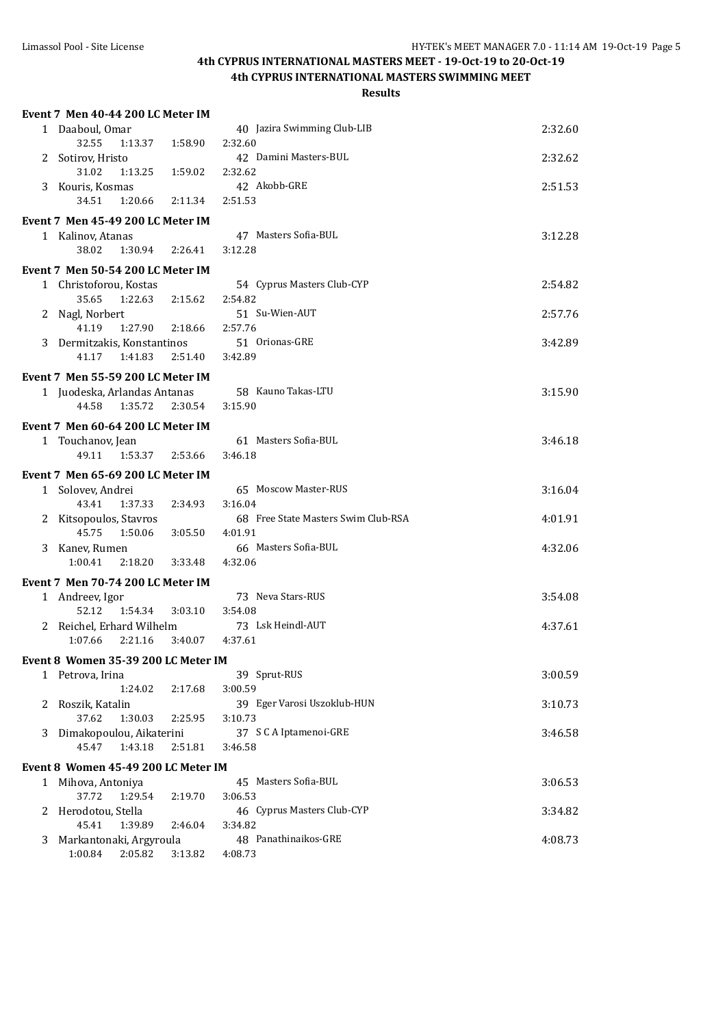**4th CYPRUS INTERNATIONAL MASTERS MEET - 19-Oct-19 to 20-Oct-19**

**4th CYPRUS INTERNATIONAL MASTERS SWIMMING MEET**

**Results**

### Event 7 Men 40-44 200 LC Meter IM

| Place | Name | Age | Team | Time |
|---|---|---|---|---|
| 1 | Daaboul, Omar | 40 | Jazira Swimming Club-LIB | 2:32.60 |
| | 32.55 1:13.37 1:58.90 2:32.60 | | | |
| 2 | Sotirov, Hristo | 42 | Damini Masters-BUL | 2:32.62 |
| | 31.02 1:13.25 1:59.02 2:32.62 | | | |
| 3 | Kouris, Kosmas | 42 | Akobb-GRE | 2:51.53 |
| | 34.51 1:20.66 2:11.34 2:51.53 | | | |

### Event 7 Men 45-49 200 LC Meter IM

| Place | Name | Age | Team | Time |
|---|---|---|---|---|
| 1 | Kalinov, Atanas | 47 | Masters Sofia-BUL | 3:12.28 |
| | 38.02 1:30.94 2:26.41 3:12.28 | | | |

### Event 7 Men 50-54 200 LC Meter IM

| Place | Name | Age | Team | Time |
|---|---|---|---|---|
| 1 | Christoforou, Kostas | 54 | Cyprus Masters Club-CYP | 2:54.82 |
| | 35.65 1:22.63 2:15.62 2:54.82 | | | |
| 2 | Nagl, Norbert | 51 | Su-Wien-AUT | 2:57.76 |
| | 41.19 1:27.90 2:18.66 2:57.76 | | | |
| 3 | Dermitzakis, Konstantinos | 51 | Orionas-GRE | 3:42.89 |
| | 41.17 1:41.83 2:51.40 3:42.89 | | | |

### Event 7 Men 55-59 200 LC Meter IM

| Place | Name | Age | Team | Time |
|---|---|---|---|---|
| 1 | Juodeska, Arlandas Antanas | 58 | Kauno Takas-LTU | 3:15.90 |
| | 44.58 1:35.72 2:30.54 3:15.90 | | | |

### Event 7 Men 60-64 200 LC Meter IM

| Place | Name | Age | Team | Time |
|---|---|---|---|---|
| 1 | Touchanov, Jean | 61 | Masters Sofia-BUL | 3:46.18 |
| | 49.11 1:53.37 2:53.66 3:46.18 | | | |

### Event 7 Men 65-69 200 LC Meter IM

| Place | Name | Age | Team | Time |
|---|---|---|---|---|
| 1 | Solovev, Andrei | 65 | Moscow Master-RUS | 3:16.04 |
| | 43.41 1:37.33 2:34.93 3:16.04 | | | |
| 2 | Kitsopoulos, Stavros | 68 | Free State Masters Swim Club-RSA | 4:01.91 |
| | 45.75 1:50.06 3:05.50 4:01.91 | | | |
| 3 | Kanev, Rumen | 66 | Masters Sofia-BUL | 4:32.06 |
| | 1:00.41 2:18.20 3:33.48 4:32.06 | | | |

### Event 7 Men 70-74 200 LC Meter IM

| Place | Name | Age | Team | Time |
|---|---|---|---|---|
| 1 | Andreev, Igor | 73 | Neva Stars-RUS | 3:54.08 |
| | 52.12 1:54.34 3:03.10 3:54.08 | | | |
| 2 | Reichel, Erhard Wilhelm | 73 | Lsk Heindl-AUT | 4:37.61 |
| | 1:07.66 2:21.16 3:40.07 4:37.61 | | | |

### Event 8 Women 35-39 200 LC Meter IM

| Place | Name | Age | Team | Time |
|---|---|---|---|---|
| 1 | Petrova, Irina | 39 | Sprut-RUS | 3:00.59 |
| | 1:24.02 2:17.68 3:00.59 | | | |
| 2 | Roszik, Katalin | 39 | Eger Varosi Uszoklub-HUN | 3:10.73 |
| | 37.62 1:30.03 2:25.95 3:10.73 | | | |
| 3 | Dimakopoulou, Aikaterini | 37 | S C A Iptamenoi-GRE | 3:46.58 |
| | 45.47 1:43.18 2:51.81 3:46.58 | | | |

### Event 8 Women 45-49 200 LC Meter IM

| Place | Name | Age | Team | Time |
|---|---|---|---|---|
| 1 | Mihova, Antoniya | 45 | Masters Sofia-BUL | 3:06.53 |
| | 37.72 1:29.54 2:19.70 3:06.53 | | | |
| 2 | Herodotou, Stella | 46 | Cyprus Masters Club-CYP | 3:34.82 |
| | 45.41 1:39.89 2:46.04 3:34.82 | | | |
| 3 | Markantonaki, Argyroula | 48 | Panathinaikos-GRE | 4:08.73 |
| | 1:00.84 2:05.82 3:13.82 4:08.73 | | | |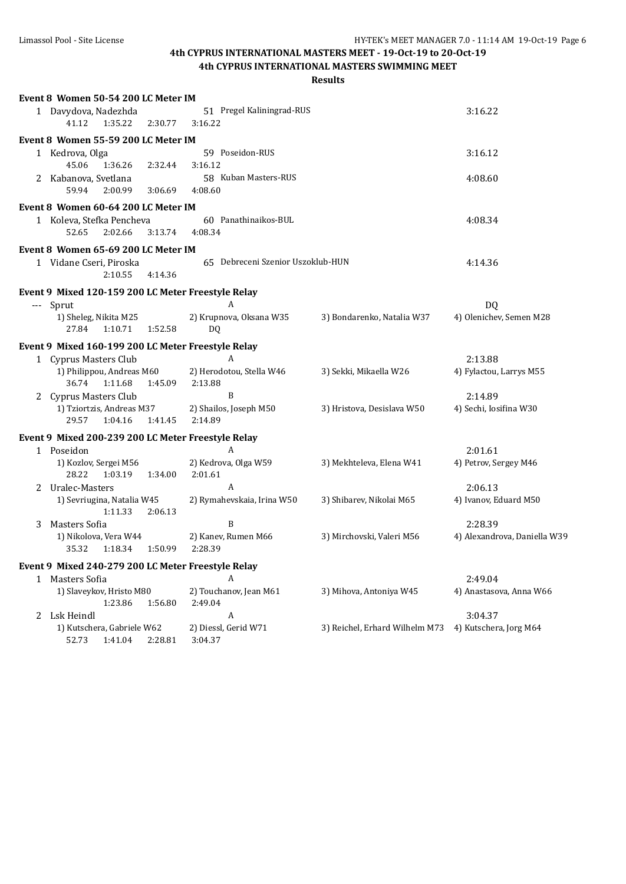**4th CYPRUS INTERNATIONAL MASTERS MEET - 19-Oct-19 to 20-Oct-19**

**4th CYPRUS INTERNATIONAL MASTERS SWIMMING MEET**

**Results**

**Event 8 Women 50-54 200 LC Meter IM**

1 Davydova, Nadezhda 51 Pregel Kaliningrad-RUS 3:16.22
41.12 1:35.22 2:30.77 3:16.22

**Event 8 Women 55-59 200 LC Meter IM**

1 Kedrova, Olga 59 Poseidon-RUS 3:16.12
45.06 1:36.26 2:32.44 3:16.12

2 Kabanova, Svetlana 58 Kuban Masters-RUS 4:08.60
59.94 2:00.99 3:06.69 4:08.60

**Event 8 Women 60-64 200 LC Meter IM**

1 Koleva, Stefka Pencheva 60 Panathinaikos-BUL 4:08.34
52.65 2:02.66 3:13.74 4:08.34

**Event 8 Women 65-69 200 LC Meter IM**

1 Vidane Cseri, Piroska 65 Debreceni Szenior Uszoklub-HUN 4:14.36
2:10.55 4:14.36

**Event 9 Mixed 120-159 200 LC Meter Freestyle Relay**

--- Sprut A DQ
1) Sheleg, Nikita M25 2) Krupnova, Oksana W35 3) Bondarenko, Natalia W37 4) Olenichev, Semen M28
27.84 1:10.71 1:52.58 DQ

**Event 9 Mixed 160-199 200 LC Meter Freestyle Relay**

1 Cyprus Masters Club A 2:13.88
1) Philippou, Andreas M60 2) Herodotou, Stella W46 3) Sekki, Mikaella W26 4) Fylactou, Larrys M55
36.74 1:11.68 1:45.09 2:13.88

2 Cyprus Masters Club B 2:14.89
1) Tziortzis, Andreas M37 2) Shailos, Joseph M50 3) Hristova, Desislava W50 4) Sechi, Iosifina W30
29.57 1:04.16 1:41.45 2:14.89

**Event 9 Mixed 200-239 200 LC Meter Freestyle Relay**

1 Poseidon A 2:01.61
1) Kozlov, Sergei M56 2) Kedrova, Olga W59 3) Mekhteleva, Elena W41 4) Petrov, Sergey M46
28.22 1:03.19 1:34.00 2:01.61

2 Uralec-Masters A 2:06.13
1) Sevriugina, Natalia W45 2) Rymahevskaia, Irina W50 3) Shibarev, Nikolai M65 4) Ivanov, Eduard M50
1:11.33 2:06.13

3 Masters Sofia B 2:28.39
1) Nikolova, Vera W44 2) Kanev, Rumen M66 3) Mirchovski, Valeri M56 4) Alexandrova, Daniella W39
35.32 1:18.34 1:50.99 2:28.39

**Event 9 Mixed 240-279 200 LC Meter Freestyle Relay**

1 Masters Sofia A 2:49.04
1) Slaveykov, Hristo M80 2) Touchanov, Jean M61 3) Mihova, Antoniya W45 4) Anastasova, Anna W66
1:23.86 1:56.80 2:49.04

2 Lsk Heindl A 3:04.37
1) Kutschera, Gabriele W62 2) Diessl, Gerid W71 3) Reichel, Erhard Wilhelm M73 4) Kutschera, Jorg M64
52.73 1:41.04 2:28.81 3:04.37